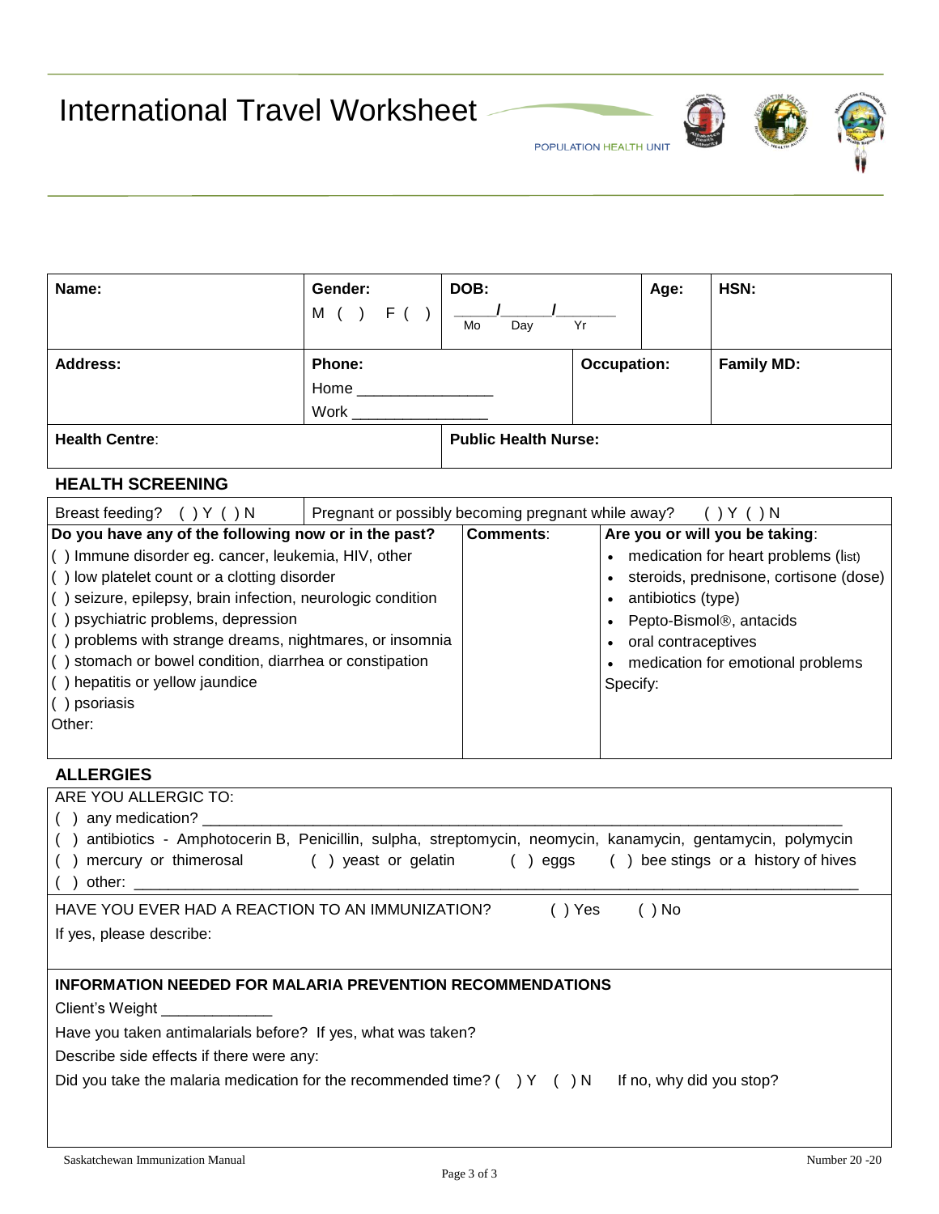# International Travel Worksheet

POPULATION HEALTH UNIT

| Name: | Gender: M ( ) F ( ) | DOB: ______/______/______ Mo Day Yr | Age: | HSN: |
|---|---|---|---|---|
| **Address:** | **Phone:** Home ______________ Work ______________ | **Occupation:** | | **Family MD:** |
| **Health Centre:** | | **Public Health Nurse:** | | |

## HEALTH SCREENING

| Breast feeding? ( ) Y ( ) N | Pregnant or possibly becoming pregnant while away? ( ) Y ( ) N | |
|---|---|---|
| **Do you have any of the following now or in the past?** | **Comments:** | **Are you or will you be taking:** |
| ( ) Immune disorder eg. cancer, leukemia, HIV, other<br>( ) low platelet count or a clotting disorder<br>( ) seizure, epilepsy, brain infection, neurologic condition<br>( ) psychiatric problems, depression<br>( ) problems with strange dreams, nightmares, or insomnia<br>( ) stomach or bowel condition, diarrhea or constipation<br>( ) hepatitis or yellow jaundice<br>( ) psoriasis<br>Other: | | • medication for heart problems (list)<br>• steroids, prednisone, cortisone (dose)<br>• antibiotics (type)<br>• Pepto-Bismol®, antacids<br>• oral contraceptives<br>• medication for emotional problems<br>Specify: |

## ALLERGIES

ARE YOU ALLERGIC TO:

( ) any medication? ______________________________________________

( ) antibiotics - Amphotocerin B, Penicillin, sulpha, streptomycin, neomycin, kanamycin, gentamycin, polymycin

( ) mercury or thimerosal ( ) yeast or gelatin ( ) eggs ( ) bee stings or a history of hives

( ) other: ______________________________________________

HAVE YOU EVER HAD A REACTION TO AN IMMUNIZATION? ( ) Yes ( ) No

If yes, please describe:

**INFORMATION NEEDED FOR MALARIA PREVENTION RECOMMENDATIONS**

Client's Weight ____________

Have you taken antimalarials before? If yes, what was taken?

Describe side effects if there were any:

Did you take the malaria medication for the recommended time? ( ) Y ( ) N If no, why did you stop?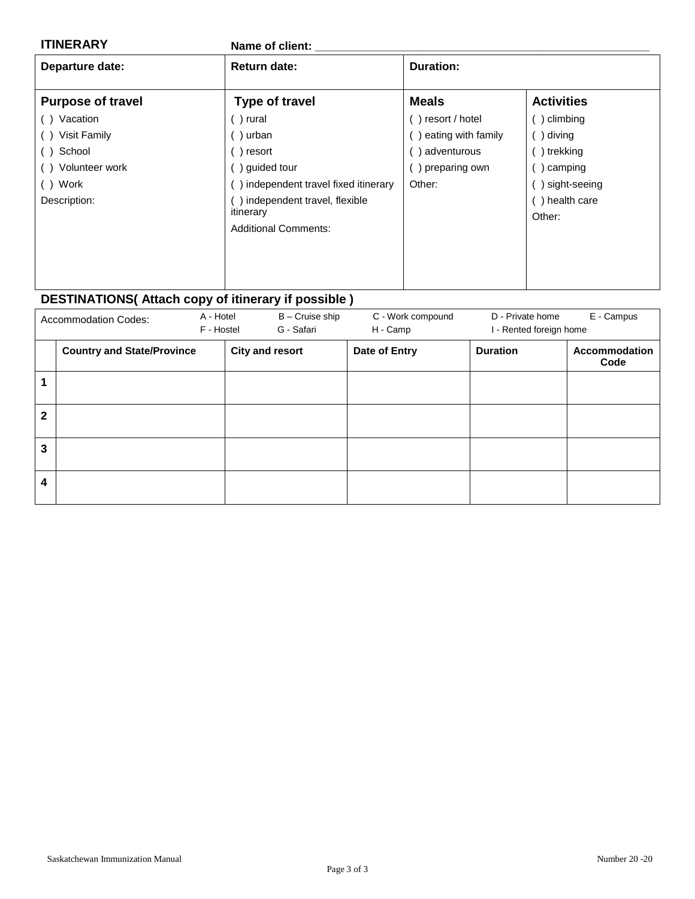**ITINERARY** **Name of client:** ____________________________________________

| Departure date: | Return date: | Duration: | |
|---|---|---|---|
| **Purpose of travel**<br>( ) Vacation<br>( ) Visit Family<br>( ) School<br>( ) Volunteer work<br>( ) Work<br>Description: | **Type of travel**<br>( ) rural<br>( ) urban<br>( ) resort<br>( ) guided tour<br>( ) independent travel fixed itinerary<br>( ) independent travel, flexible itinerary<br>Additional Comments: | **Meals**<br>( ) resort / hotel<br>( ) eating with family<br>( ) adventurous<br>( ) preparing own<br>Other: | **Activities**<br>( ) climbing<br>( ) diving<br>( ) trekking<br>( ) camping<br>( ) sight-seeing<br>( ) health care<br>Other: |

## DESTINATIONS( Attach copy of itinerary if possible )

Accommodation Codes: A - Hotel, B – Cruise ship, C - Work compound, D - Private home, E - Campus, F - Hostel, G - Safari, H - Camp, I - Rented foreign home

| | Country and State/Province | City and resort | Date of Entry | Duration | Accommodation Code |
|---|---|---|---|---|---|
| **1** | | | | | |
| **2** | | | | | |
| **3** | | | | | |
| **4** | | | | | |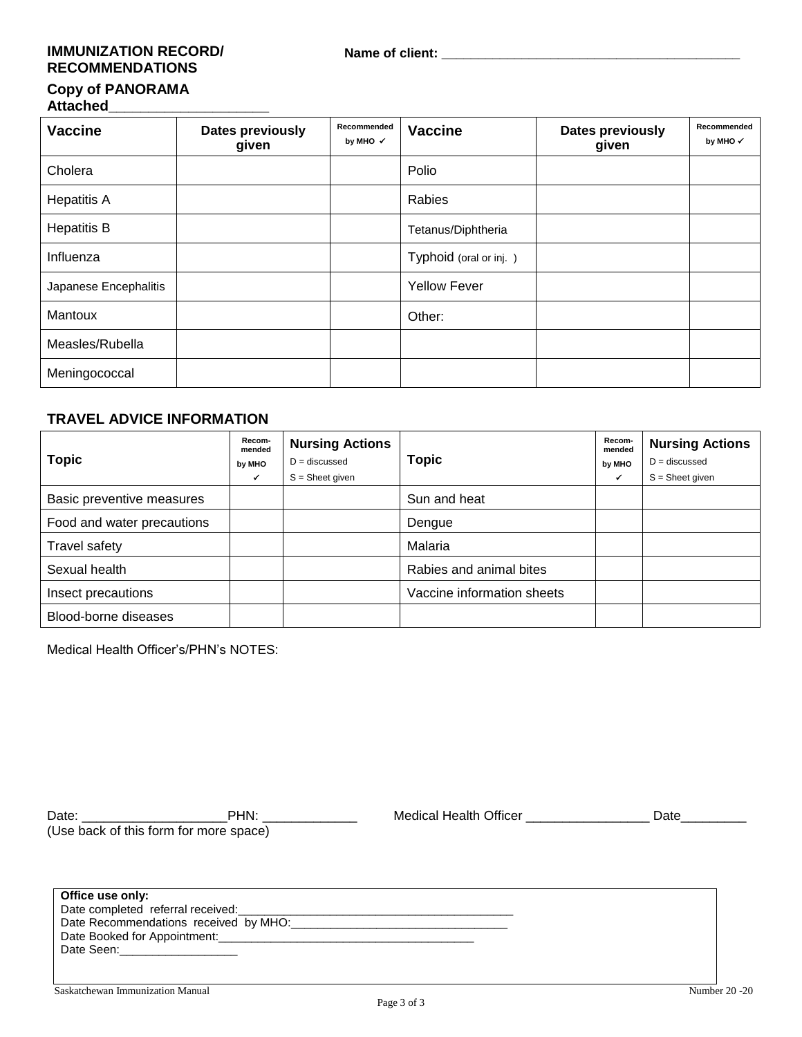**IMMUNIZATION RECORD/ RECOMMENDATIONS**

**Name of client:** ________________________________________

**Copy of PANORAMA Attached**____________________

| Vaccine | Dates previously given | Recommended by MHO ✓ | Vaccine | Dates previously given | Recommended by MHO ✓ |
|---|---|---|---|---|---|
| Cholera | | | Polio | | |
| Hepatitis A | | | Rabies | | |
| Hepatitis B | | | Tetanus/Diphtheria | | |
| Influenza | | | Typhoid (oral or inj. ) | | |
| Japanese Encephalitis | | | Yellow Fever | | |
| Mantoux | | | Other: | | |
| Measles/Rubella | | | | | |
| Meningococcal | | | | | |

## TRAVEL ADVICE INFORMATION

| Topic | Recom-mended by MHO ✓ | Nursing Actions D = discussed S = Sheet given | Topic | Recom-mended by MHO ✓ | Nursing Actions D = discussed S = Sheet given |
|---|---|---|---|---|---|
| Basic preventive measures | | | Sun and heat | | |
| Food and water precautions | | | Dengue | | |
| Travel safety | | | Malaria | | |
| Sexual health | | | Rabies and animal bites | | |
| Insect precautions | | | Vaccine information sheets | | |
| Blood-borne diseases | | | | | |

Medical Health Officer's/PHN's NOTES:

Date: ____________________PHN: _____________ Medical Health Officer _________________ Date_________

(Use back of this form for more space)

**Office use only:**

Date completed referral received:_________________________________________

Date Recommendations received by MHO:_________________________________

Date Booked for Appointment:_______________________________________

Date Seen:__________________

Saskatchewan Immunization Manual

Number 20 -20